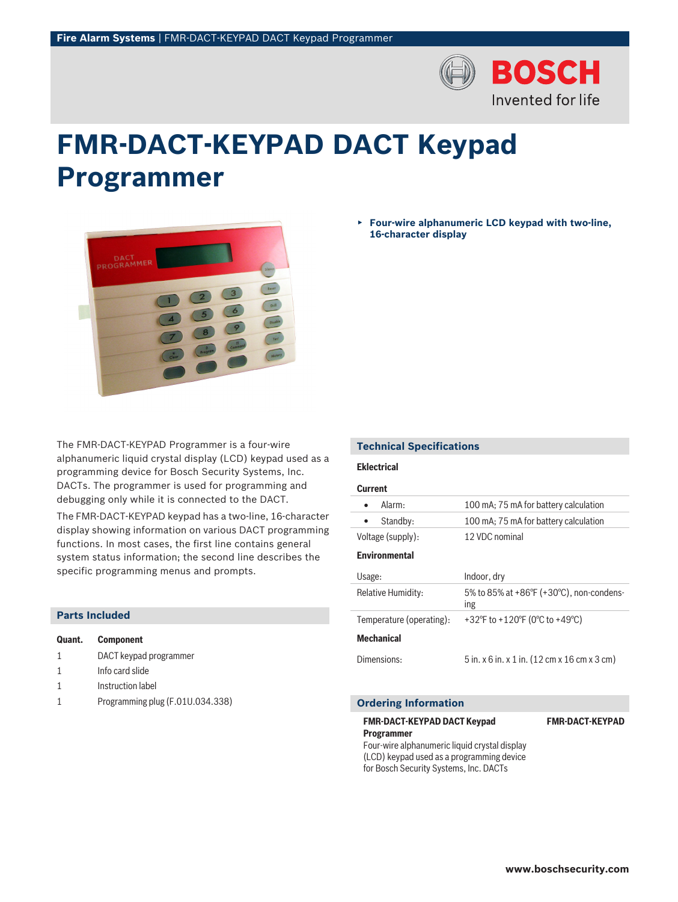# FMR-DACT-KEYPAD DACT Keypad Programmer

- **Four-wire alphanumeric LCD keypad with two-line, 16-character display**

The FMR-DACT-KEYPAD Programmer is a four-wire alphanumeric liquid crystal display (LCD) keypad used as a programming device for Bosch Security Systems, Inc. DACTs. The programmer is used for programming and debugging only while it is connected to the DACT.

The FMR-DACT-KEYPAD keypad has a two-line, 16-character display showing information on various DACT programming functions. In most cases, the first line contains general system status information; the second line describes the specific programming menus and prompts.

## Parts Included

| Quant. | Component |
|---|---|
| 1 | DACT keypad programmer |
| 1 | Info card slide |
| 1 | Instruction label |
| 1 | Programming plug (F.01U.034.338) |

## Technical Specifications

### Eklectrical

**Current**

| | |
|---|---|
| • Alarm: | 100 mA; 75 mA for battery calculation |
| • Standby: | 100 mA; 75 mA for battery calculation |
| Voltage (supply): | 12 VDC nominal |

### Environmental

| | |
|---|---|
| Usage: | Indoor, dry |
| Relative Humidity: | 5% to 85% at +86°F (+30°C), non-condensing |
| Temperature (operating): | +32°F to +120°F (0°C to +49°C) |

### Mechanical

| | |
|---|---|
| Dimensions: | 5 in. x 6 in. x 1 in. (12 cm x 16 cm x 3 cm) |

## Ordering Information

| | |
|---|---|
| **FMR-DACT-KEYPAD DACT Keypad Programmer**<br>Four-wire alphanumeric liquid crystal display (LCD) keypad used as a programming device for Bosch Security Systems, Inc. DACTs | **FMR-DACT-KEYPAD** |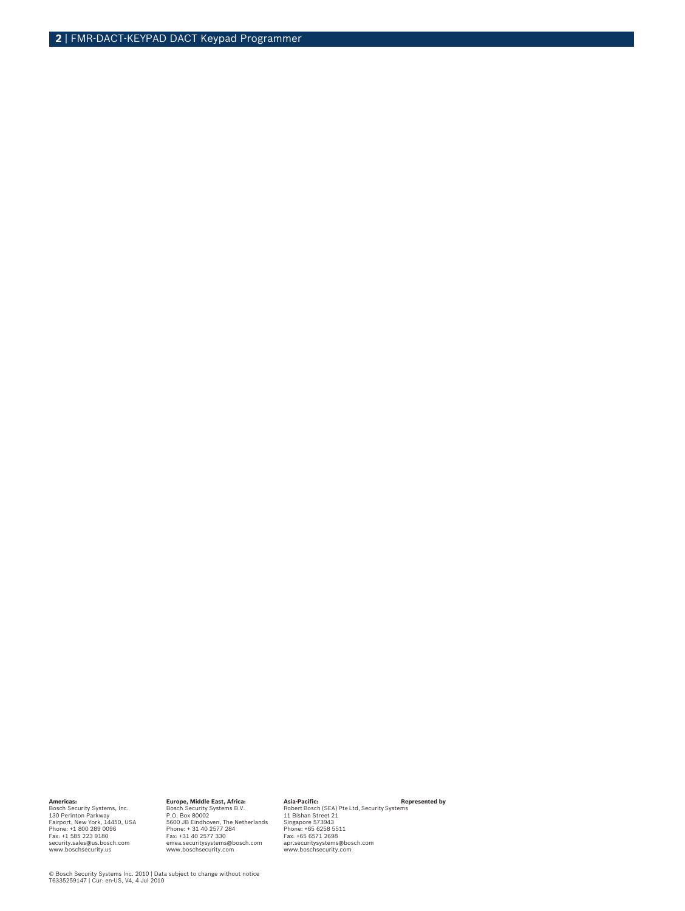**Americas:**
Bosch Security Systems, Inc.
130 Perinton Parkway
Fairport, New York, 14450, USA
Phone: +1 800 289 0096
Fax: +1 585 223 9180
security.sales@us.bosch.com
www.boschsecurity.us

**Europe, Middle East, Africa:**
Bosch Security Systems B.V.
P.O. Box 80002
5600 JB Eindhoven, The Netherlands
Phone: + 31 40 2577 284
Fax: +31 40 2577 330
emea.securitysystems@bosch.com
www.boschsecurity.com

**Asia-Pacific:**
Robert Bosch (SEA) Pte Ltd, Security Systems
11 Bishan Street 21
Singapore 573943
Phone: +65 6258 5511
Fax: +65 6571 2698
apr.securitysystems@bosch.com
www.boschsecurity.com

**Represented by**

© Bosch Security Systems Inc. 2010 | Data subject to change without notice
T6335259147 | Cur: en-US, V4, 4 Jul 2010